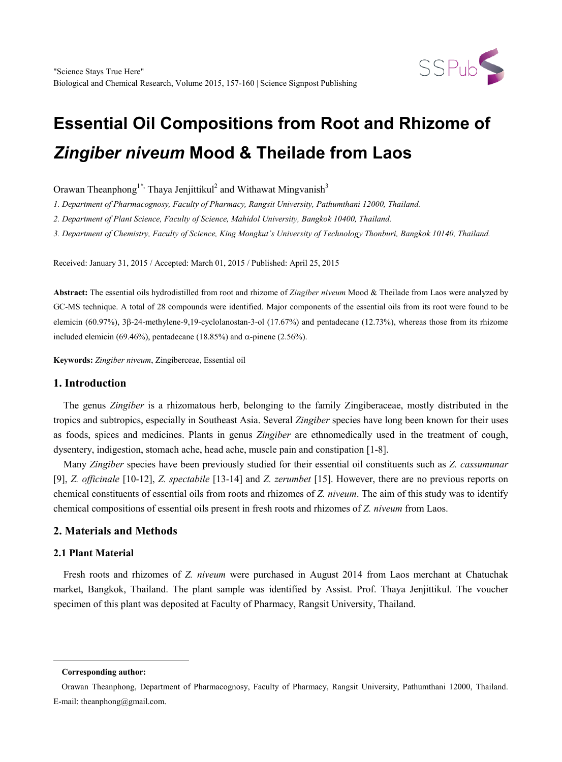# Essential Oil Compositions from Root and Rhizome of *Zingiber niveum* Mood & Theilade from Laos

Orawan Theanphong[1*,] Thaya Jenjittikul[2] and Withawat Mingvanish[3]

*1. Department of Pharmacognosy, Faculty of Pharmacy, Rangsit University, Pathumthani 12000, Thailand.*

*2. Department of Plant Science, Faculty of Science, Mahidol University, Bangkok 10400, Thailand.*

*3. Department of Chemistry, Faculty of Science, King Mongkut's University of Technology Thonburi, Bangkok 10140, Thailand.*

Received: January 31, 2015 / Accepted: March 01, 2015 / Published: April 25, 2015

**Abstract:** The essential oils hydrodistilled from root and rhizome of *Zingiber niveum* Mood & Theilade from Laos were analyzed by GC-MS technique. A total of 28 compounds were identified. Major components of the essential oils from its root were found to be elemicin (60.97%), 3β-24-methylene-9,19-cyclolanostan-3-ol (17.67%) and pentadecane (12.73%), whereas those from its rhizome included elemicin (69.46%), pentadecane (18.85%) and α-pinene (2.56%).

**Keywords:** *Zingiber niveum*, Zingiberceae, Essential oil

## 1. Introduction

The genus *Zingiber* is a rhizomatous herb, belonging to the family Zingiberaceae, mostly distributed in the tropics and subtropics, especially in Southeast Asia. Several *Zingiber* species have long been known for their uses as foods, spices and medicines. Plants in genus *Zingiber* are ethnomedically used in the treatment of cough, dysentery, indigestion, stomach ache, head ache, muscle pain and constipation [1-8].

Many *Zingiber* species have been previously studied for their essential oil constituents such as *Z. cassumunar* [9], *Z. officinale* [10-12], *Z. spectabile* [13-14] and *Z. zerumbet* [15]. However, there are no previous reports on chemical constituents of essential oils from roots and rhizomes of *Z. niveum*. The aim of this study was to identify chemical compositions of essential oils present in fresh roots and rhizomes of *Z. niveum* from Laos.

## 2. Materials and Methods

### 2.1 Plant Material

Fresh roots and rhizomes of *Z. niveum* were purchased in August 2014 from Laos merchant at Chatuchak market, Bangkok, Thailand. The plant sample was identified by Assist. Prof. Thaya Jenjittikul. The voucher specimen of this plant was deposited at Faculty of Pharmacy, Rangsit University, Thailand.

---

**Corresponding author:**

Orawan Theanphong, Department of Pharmacognosy, Faculty of Pharmacy, Rangsit University, Pathumthani 12000, Thailand. E-mail: theanphong@gmail.com.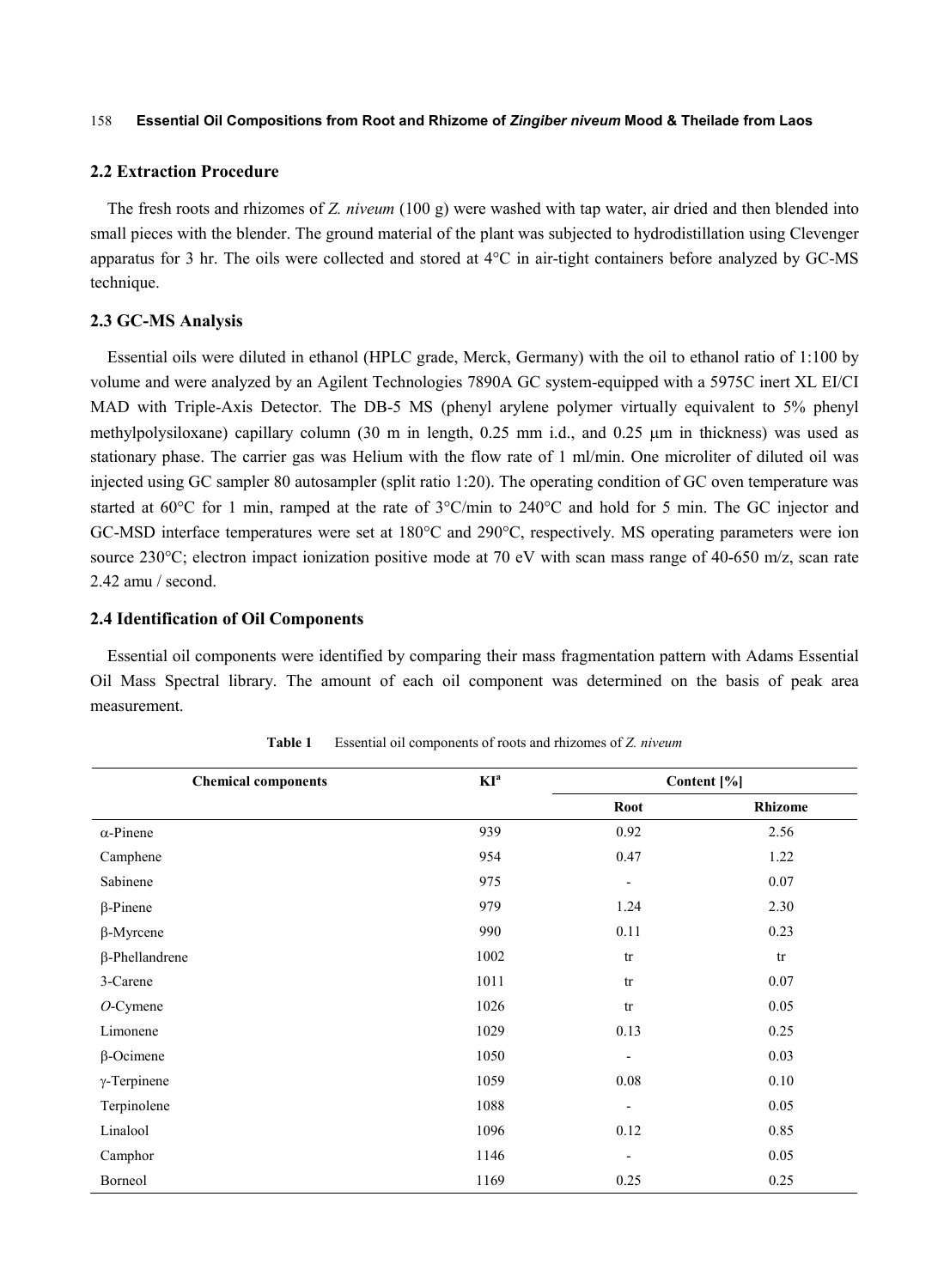## 2.2 Extraction Procedure

The fresh roots and rhizomes of *Z. niveum* (100 g) were washed with tap water, air dried and then blended into small pieces with the blender. The ground material of the plant was subjected to hydrodistillation using Clevenger apparatus for 3 hr. The oils were collected and stored at 4°C in air-tight containers before analyzed by GC-MS technique.

## 2.3 GC-MS Analysis

Essential oils were diluted in ethanol (HPLC grade, Merck, Germany) with the oil to ethanol ratio of 1:100 by volume and were analyzed by an Agilent Technologies 7890A GC system-equipped with a 5975C inert XL EI/CI MAD with Triple-Axis Detector. The DB-5 MS (phenyl arylene polymer virtually equivalent to 5% phenyl methylpolysiloxane) capillary column (30 m in length, 0.25 mm i.d., and 0.25 μm in thickness) was used as stationary phase. The carrier gas was Helium with the flow rate of 1 ml/min. One microliter of diluted oil was injected using GC sampler 80 autosampler (split ratio 1:20). The operating condition of GC oven temperature was started at 60°C for 1 min, ramped at the rate of 3°C/min to 240°C and hold for 5 min. The GC injector and GC-MSD interface temperatures were set at 180°C and 290°C, respectively. MS operating parameters were ion source 230°C; electron impact ionization positive mode at 70 eV with scan mass range of 40-650 m/z, scan rate 2.42 amu / second.

## 2.4 Identification of Oil Components

Essential oil components were identified by comparing their mass fragmentation pattern with Adams Essential Oil Mass Spectral library. The amount of each oil component was determined on the basis of peak area measurement.

**Table 1** Essential oil components of roots and rhizomes of *Z. niveum*

| Chemical components | KI[a] | Content [%] | |
|---|---|---|---|
| | | Root | Rhizome |
| α-Pinene | 939 | 0.92 | 2.56 |
| Camphene | 954 | 0.47 | 1.22 |
| Sabinene | 975 | - | 0.07 |
| β-Pinene | 979 | 1.24 | 2.30 |
| β-Myrcene | 990 | 0.11 | 0.23 |
| β-Phellandrene | 1002 | tr | tr |
| 3-Carene | 1011 | tr | 0.07 |
| *O*-Cymene | 1026 | tr | 0.05 |
| Limonene | 1029 | 0.13 | 0.25 |
| β-Ocimene | 1050 | - | 0.03 |
| γ-Terpinene | 1059 | 0.08 | 0.10 |
| Terpinolene | 1088 | - | 0.05 |
| Linalool | 1096 | 0.12 | 0.85 |
| Camphor | 1146 | - | 0.05 |
| Borneol | 1169 | 0.25 | 0.25 |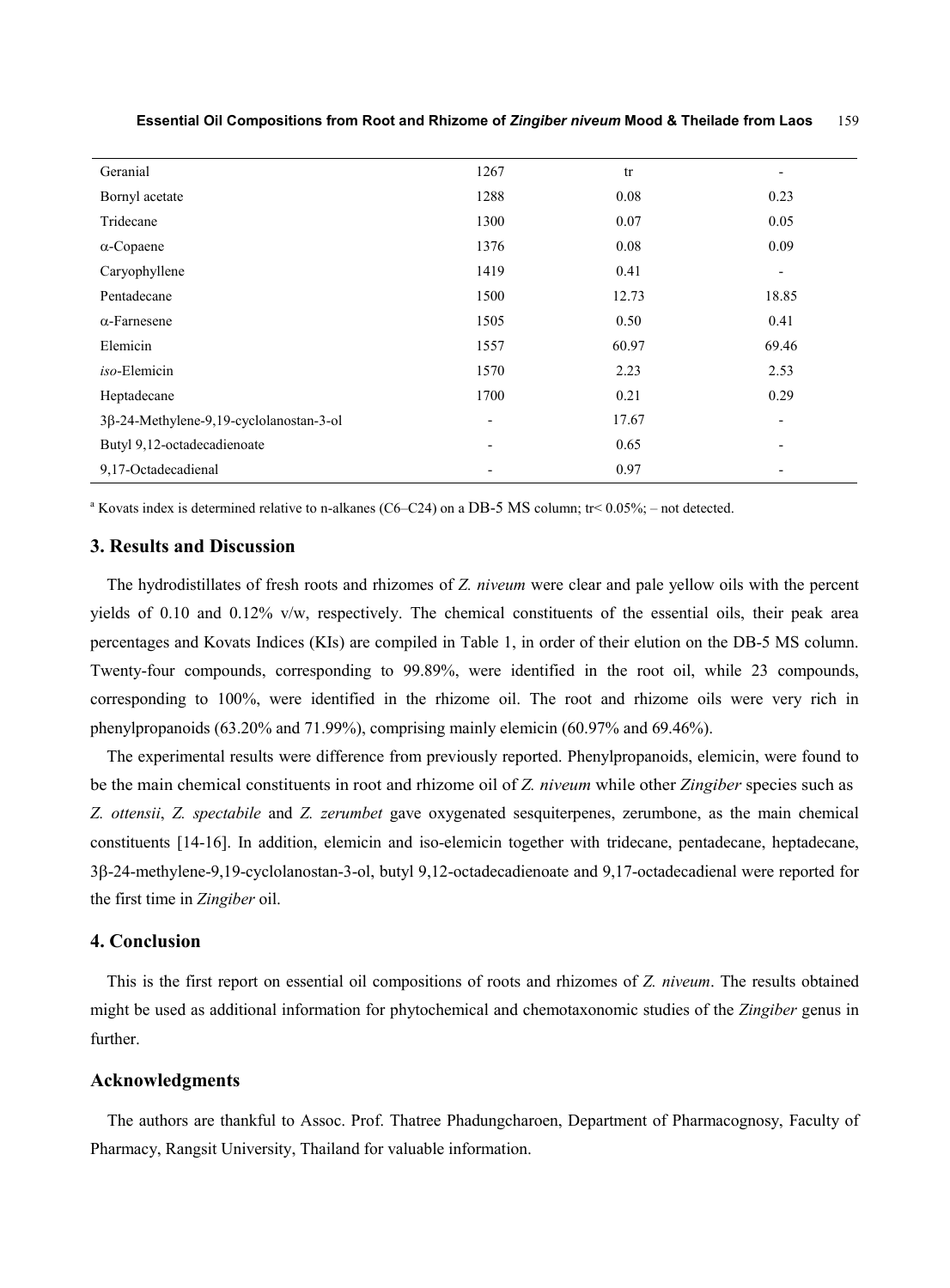| | | | |
|---|---|---|---|
| Geranial | 1267 | tr | - |
| Bornyl acetate | 1288 | 0.08 | 0.23 |
| Tridecane | 1300 | 0.07 | 0.05 |
| α-Copaene | 1376 | 0.08 | 0.09 |
| Caryophyllene | 1419 | 0.41 | - |
| Pentadecane | 1500 | 12.73 | 18.85 |
| α-Farnesene | 1505 | 0.50 | 0.41 |
| Elemicin | 1557 | 60.97 | 69.46 |
| *iso*-Elemicin | 1570 | 2.23 | 2.53 |
| Heptadecane | 1700 | 0.21 | 0.29 |
| 3β-24-Methylene-9,19-cyclolanostan-3-ol | - | 17.67 | - |
| Butyl 9,12-octadecadienoate | - | 0.65 | - |
| 9,17-Octadecadienal | - | 0.97 | - |

[a] Kovats index is determined relative to n-alkanes (C6–C24) on a DB-5 MS column; tr< 0.05%; – not detected.

## 3. Results and Discussion

The hydrodistillates of fresh roots and rhizomes of *Z. niveum* were clear and pale yellow oils with the percent yields of 0.10 and 0.12% v/w, respectively. The chemical constituents of the essential oils, their peak area percentages and Kovats Indices (KIs) are compiled in Table 1, in order of their elution on the DB-5 MS column. Twenty-four compounds, corresponding to 99.89%, were identified in the root oil, while 23 compounds, corresponding to 100%, were identified in the rhizome oil. The root and rhizome oils were very rich in phenylpropanoids (63.20% and 71.99%), comprising mainly elemicin (60.97% and 69.46%).

The experimental results were difference from previously reported. Phenylpropanoids, elemicin, were found to be the main chemical constituents in root and rhizome oil of *Z. niveum* while other *Zingiber* species such as *Z. ottensii*, *Z. spectabile* and *Z. zerumbet* gave oxygenated sesquiterpenes, zerumbone, as the main chemical constituents [14-16]. In addition, elemicin and iso-elemicin together with tridecane, pentadecane, heptadecane, 3β-24-methylene-9,19-cyclolanostan-3-ol, butyl 9,12-octadecadienoate and 9,17-octadecadienal were reported for the first time in *Zingiber* oil.

## 4. Conclusion

This is the first report on essential oil compositions of roots and rhizomes of *Z. niveum*. The results obtained might be used as additional information for phytochemical and chemotaxonomic studies of the *Zingiber* genus in further.

## Acknowledgments

The authors are thankful to Assoc. Prof. Thatree Phadungcharoen, Department of Pharmacognosy, Faculty of Pharmacy, Rangsit University, Thailand for valuable information.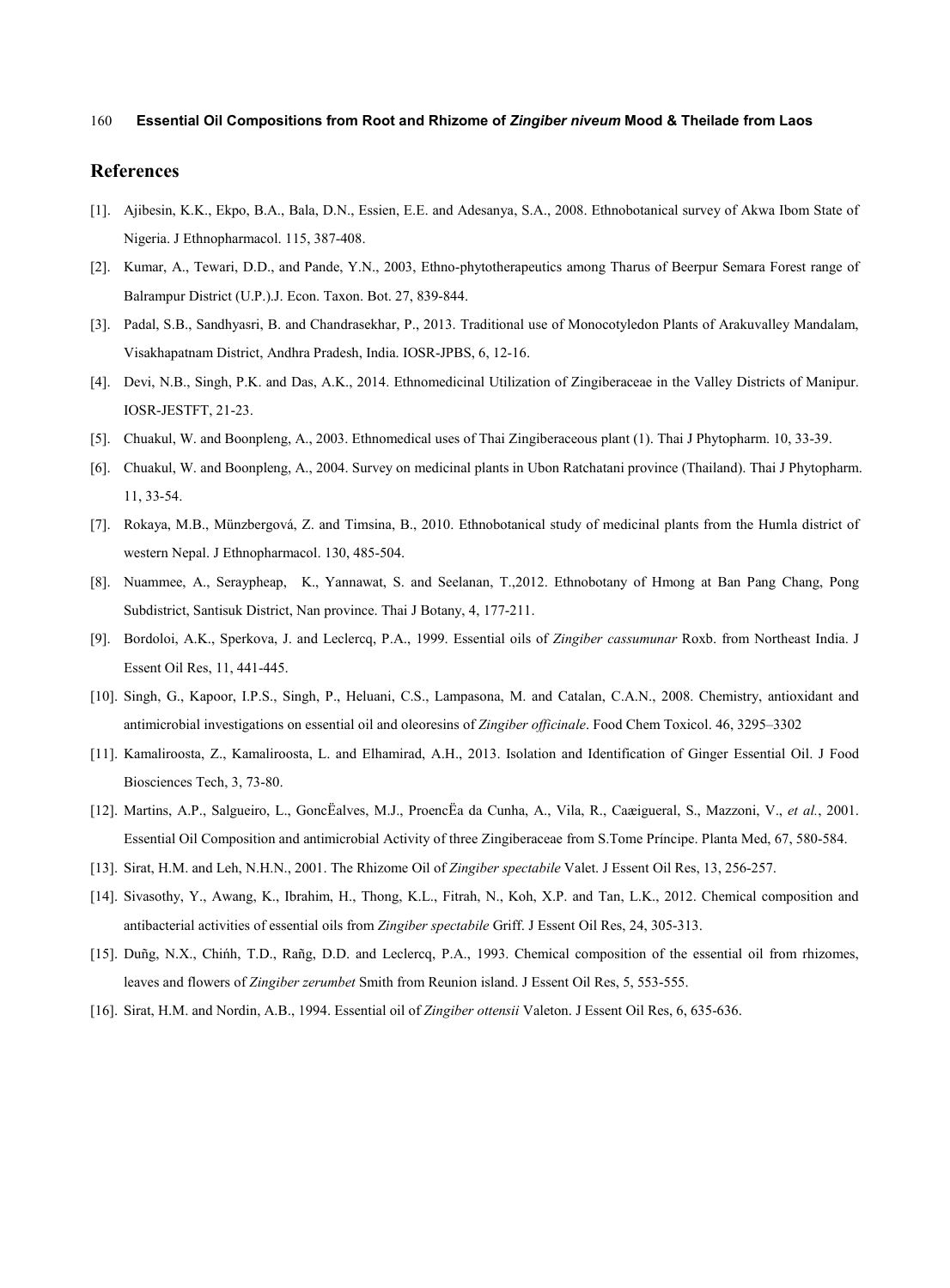## References

[1]. Ajibesin, K.K., Ekpo, B.A., Bala, D.N., Essien, E.E. and Adesanya, S.A., 2008. Ethnobotanical survey of Akwa Ibom State of Nigeria. J Ethnopharmacol. 115, 387-408.

[2]. Kumar, A., Tewari, D.D., and Pande, Y.N., 2003, Ethno-phytotherapeutics among Tharus of Beerpur Semara Forest range of Balrampur District (U.P.).J. Econ. Taxon. Bot. 27, 839-844.

[3]. Padal, S.B., Sandhyasri, B. and Chandrasekhar, P., 2013. Traditional use of Monocotyledon Plants of Arakuvalley Mandalam, Visakhapatnam District, Andhra Pradesh, India. IOSR-JPBS, 6, 12-16.

[4]. Devi, N.B., Singh, P.K. and Das, A.K., 2014. Ethnomedicinal Utilization of Zingiberaceae in the Valley Districts of Manipur. IOSR-JESTFT, 21-23.

[5]. Chuakul, W. and Boonpleng, A., 2003. Ethnomedical uses of Thai Zingiberaceous plant (1). Thai J Phytopharm. 10, 33-39.

[6]. Chuakul, W. and Boonpleng, A., 2004. Survey on medicinal plants in Ubon Ratchatani province (Thailand). Thai J Phytopharm. 11, 33-54.

[7]. Rokaya, M.B., Münzbergová, Z. and Timsina, B., 2010. Ethnobotanical study of medicinal plants from the Humla district of western Nepal. J Ethnopharmacol. 130, 485-504.

[8]. Nuammee, A., Seraypheap, K., Yannawat, S. and Seelanan, T.,2012. Ethnobotany of Hmong at Ban Pang Chang, Pong Subdistrict, Santisuk District, Nan province. Thai J Botany, 4, 177-211.

[9]. Bordoloi, A.K., Sperkova, J. and Leclercq, P.A., 1999. Essential oils of *Zingiber cassumunar* Roxb. from Northeast India. J Essent Oil Res, 11, 441-445.

[10]. Singh, G., Kapoor, I.P.S., Singh, P., Heluani, C.S., Lampasona, M. and Catalan, C.A.N., 2008. Chemistry, antioxidant and antimicrobial investigations on essential oil and oleoresins of *Zingiber officinale*. Food Chem Toxicol. 46, 3295–3302

[11]. Kamaliroosta, Z., Kamaliroosta, L. and Elhamirad, A.H., 2013. Isolation and Identification of Ginger Essential Oil. J Food Biosciences Tech, 3, 73-80.

[12]. Martins, A.P., Salgueiro, L., GoncËalves, M.J., ProencËa da Cunha, A., Vila, R., Caæigueral, S., Mazzoni, V., *et al.*, 2001. Essential Oil Composition and antimicrobial Activity of three Zingiberaceae from S.Tome Príncipe. Planta Med, 67, 580-584.

[13]. Sirat, H.M. and Leh, N.H.N., 2001. The Rhizome Oil of *Zingiber spectabile* Valet. J Essent Oil Res, 13, 256-257.

[14]. Sivasothy, Y., Awang, K., Ibrahim, H., Thong, K.L., Fitrah, N., Koh, X.P. and Tan, L.K., 2012. Chemical composition and antibacterial activities of essential oils from *Zingiber spectabile* Griff. J Essent Oil Res, 24, 305-313.

[15]. Duñg, N.X., Chińh, T.D., Rañg, D.D. and Leclercq, P.A., 1993. Chemical composition of the essential oil from rhizomes, leaves and flowers of *Zingiber zerumbet* Smith from Reunion island. J Essent Oil Res, 5, 553-555.

[16]. Sirat, H.M. and Nordin, A.B., 1994. Essential oil of *Zingiber ottensii* Valeton. J Essent Oil Res, 6, 635-636.